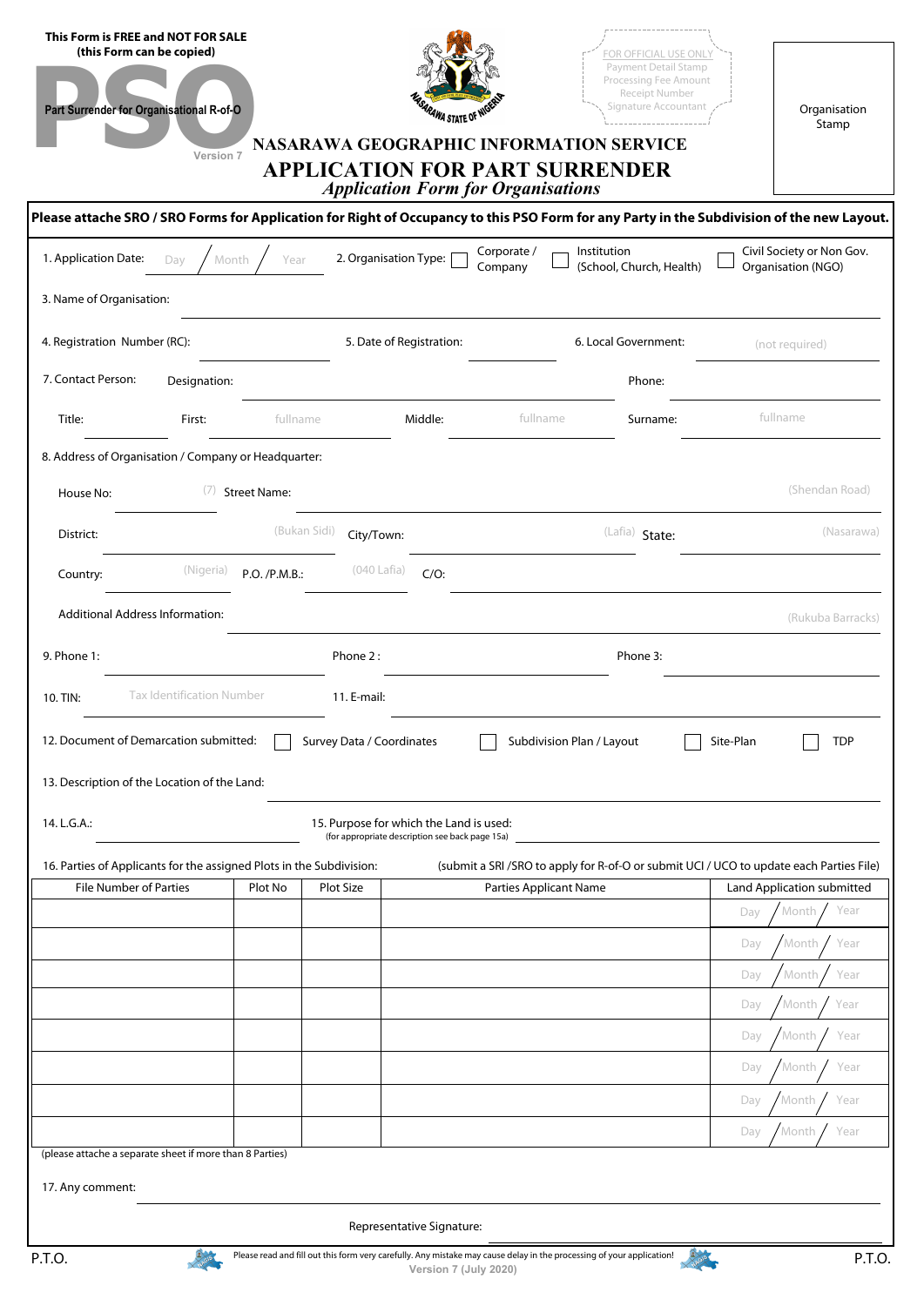**This Form is FREE and NOT FOR SALE**
**(this Form can be copied)**

**PSO**

**Part Surrender for Organisational R-of-O**

Version 7

FOR OFFICIAL USE ONLY
Payment Detail Stamp
Processing Fee Amount
Receipt Number
Signature Accountant

Organisation Stamp

# NASARAWA GEOGRAPHIC INFORMATION SERVICE

# APPLICATION FOR PART SURRENDER

*Application Form for Organisations*

**Please attache SRO / SRO Forms for Application for Right of Occupancy to this PSO Form for any Party in the Subdivision of the new Layout.**

1. Application Date: Day / Month / Year
2. Organisation Type: ☐ Corporate / Company ☐ Institution (School, Church, Health) ☐ Civil Society or Non Gov. Organisation (NGO)
3. Name of Organisation: ______
4. Registration Number (RC): ______
5. Date of Registration: ______
6. Local Government: (not required)
7. Contact Person: Designation: ______ Phone: ______
   Title: ______ First: fullname Middle: fullname Surname: fullname
8. Address of Organisation / Company or Headquarter:
   House No: (7) Street Name: (Shendan Road)
   District: (Bukan Sidi) City/Town: (Lafia) State: (Nasarawa)
   Country: (Nigeria) P.O. /P.M.B.: (040 Lafia) C/O: ______
   Additional Address Information: (Rukuba Barracks)
9. Phone 1: ______ Phone 2 : ______ Phone 3: ______
10. TIN: Tax Identification Number
11. E-mail: ______
12. Document of Demarcation submitted: ☐ Survey Data / Coordinates ☐ Subdivision Plan / Layout ☐ Site-Plan ☐ TDP
13. Description of the Location of the Land: ______
14. L.G.A.: ______
15. Purpose for which the Land is used: (for appropriate description see back page 15a) ______
16. Parties of Applicants for the assigned Plots in the Subdivision: (submit a SRI /SRO to apply for R-of-O or submit UCI / UCO to update each Parties File)

| File Number of Parties | Plot No | Plot Size | Parties Applicant Name | Land Application submitted |
|---|---|---|---|---|
| | | | | Day / Month / Year |
| | | | | Day / Month / Year |
| | | | | Day / Month / Year |
| | | | | Day / Month / Year |
| | | | | Day / Month / Year |
| | | | | Day / Month / Year |
| | | | | Day / Month / Year |
| | | | | Day / Month / Year |

(please attache a separate sheet if more than 8 Parties)

17. Any comment: ______

Representative Signature: ______

P.T.O.

Please read and fill out this form very carefully. Any mistake may cause delay in the processing of your application!

Version 7 (July 2020)

P.T.O.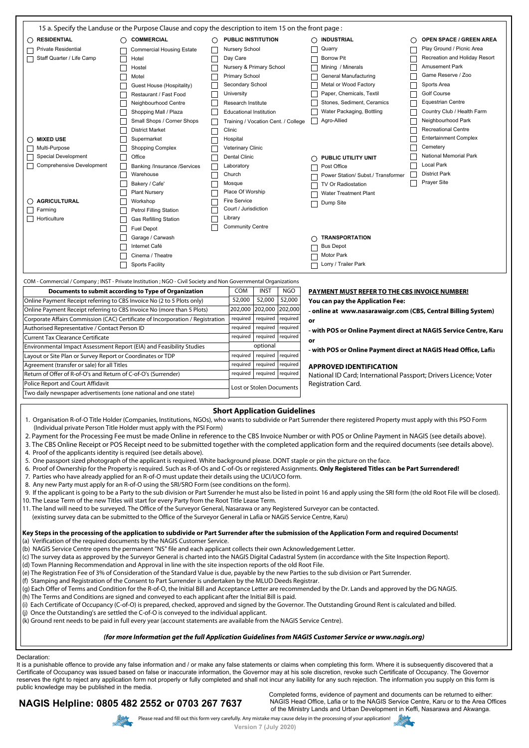15 a. Specify the Landuse or the Purpose Clause and copy the description to item 15 on the front page :

○ **RESIDENTIAL**
- ☐ Private Residential
- ☐ Staff Quarter / Life Camp

○ **MIXED USE**
- ☐ Multi-Purpose
- ☐ Special Development
- ☐ Comprehensive Development

○ **AGRICULTURAL**
- ☐ Farming
- ☐ Horticulture

○ **COMMERCIAL**
- ☐ Commercial Housing Estate
- ☐ Hotel
- ☐ Hostel
- ☐ Motel
- ☐ Guest House (Hospitality)
- ☐ Restaurant / Fast Food
- ☐ Neighbourhood Centre
- ☐ Shopping Mall / Plaza
- ☐ Small Shops / Corner Shops
- ☐ District Market
- ☐ Supermarket
- ☐ Shopping Complex
- ☐ Office
- ☐ Banking /Insurance /Services
- ☐ Warehouse
- ☐ Bakery / Cafe'
- ☐ Plant Nursery
- ☐ Workshop
- ☐ Petrol Filling Station
- ☐ Gas Refilling Station
- ☐ Fuel Depot
- ☐ Garage / Carwash
- ☐ Internet Café
- ☐ Cinema / Theatre
- ☐ Sports Facility

○ **PUBLIC INSTITUTION**
- ☐ Nursery School
- ☐ Day Care
- ☐ Nursery & Primary School
- ☐ Primary School
- ☐ Secondary School
- ☐ University
- ☐ Research Institute
- ☐ Educational Institution
- ☐ Training / Vocation Cent. / College
- ☐ Clinic
- ☐ Hospital
- ☐ Veterinary Clinic
- ☐ Dental Clinic
- ☐ Laboratory
- ☐ Church
- ☐ Mosque
- ☐ Place Of Worship
- ☐ Fire Service
- ☐ Court / Jurisdiction
- ☐ Library
- ☐ Community Centre

○ **INDUSTRIAL**
- ☐ Quarry
- ☐ Borrow Pit
- ☐ Mining / Minerals
- ☐ General Manufacturing
- ☐ Metal or Wood Factory
- ☐ Paper, Chemicals, Textil
- ☐ Stones, Sediment, Ceramics
- ☐ Water Packaging, Bottling
- ☐ Agro-Allied

○ **PUBLIC UTILITY UNIT**
- ☐ Post Office
- ☐ Power Station/ Subst./ Transformer
- ☐ TV Or Radiostation
- ☐ Water Treatment Plant
- ☐ Dump Site

○ **TRANSPORTATION**
- ☐ Bus Depot
- ☐ Motor Park
- ☐ Lorry / Trailer Park

○ **OPEN SPACE / GREEN AREA**
- ☐ Play Ground / Picnic Area
- ☐ Recreation and Holiday Resort
- ☐ Amusement Park
- ☐ Game Reserve / Zoo
- ☐ Sports Area
- ☐ Golf Course
- ☐ Equestrian Centre
- ☐ Country Club / Health Farm
- ☐ Neighbourhood Park
- ☐ Recreational Centre
- ☐ Entertainment Complex
- ☐ Cemetery
- ☐ National Memorial Park
- ☐ Local Park
- ☐ District Park
- ☐ Prayer Site

COM - Commercial / Company ; INST - Private Institution ; NGO - Civil Society and Non Governmental Organizations

| Documents to submit according to Type of Organization | COM | INST | NGO |
|---|---|---|---|
| Online Payment Receipt referring to CBS Invoice No (2 to 5 Plots only) | 52,000 | 52,000 | 52,000 |
| Online Payment Receipt referring to CBS Invoice No (more than 5 Plots) | 202,000 | 202,000 | 202,000 |
| Corporate Affairs Commission (CAC) Certificate of Incorporation / Registration | required | required | required |
| Authorised Representative / Contact Person ID | required | required | required |
| Current Tax Clearance Certificate | required | required | required |
| Environmental Impact Assessment Report (EIA) and Feasibility Studies | optional | | |
| Layout or Site Plan or Survey Report or Coordinates or TDP | required | required | required |
| Agreement (transfer or sale) for all Titles | required | required | required |
| Return of Offer of R-of-O's and Return of C-of-O's (Surrender) | required | required | required |
| Police Report and Court Affidavit | Lost or Stolen Documents | | |
| Two daily newspaper advertisements (one national and one state) | Lost or Stolen Documents | | |

**PAYMENT MUST REFER TO THE CBS INVOICE NUMBER!**

**You can pay the Application Fee:**

**- online at www.nasarawaigr.com (CBS, Central Billing System)**

**or**

**- with POS or Online Payment direct at NAGIS Service Centre, Karu**

**or**

**- with POS or Online Payment direct at NAGIS Head Office, Lafia**

**APPROVED IDENTIFICATION**

National ID Card; International Passport; Drivers Licence; Voter Registration Card.

## Short Application Guidelines

1. Organisation R-of-O Title Holder (Companies, Institutions, NGOs), who wants to subdivide or Part Surrender there registered Property must apply with this PSO Form (Individual private Person Title Holder must apply with the PSI Form)
2. Payment for the Processing Fee must be made Online in reference to the CBS Invoice Number or with POS or Online Payment in NAGIS (see details above).
3. The CBS Online Receipt or POS Receipt need to be submitted together with the completed application form and the required documents (see details above).
4. Proof of the applicants identity is required (see details above).
5. One passport sized photograph of the applicant is required. White background please. DONT staple or pin the picture on the face.
6. Proof of Ownership for the Property is required. Such as R-of-Os and C-of-Os or registered Assignments. **Only Registered Titles can be Part Surrendered!**
7. Parties who have already applied for an R-of-O must update their details using the UCI/UCO form.
8. Any new Party must apply for an R-of-O using the SRI/SRO Form (see conditions on the form).
9. If the applicant is going to be a Party to the sub division or Part Surrender he must also be listed in point 16 and apply using the SRI form (the old Root File will be closed).
10. The Lease Term of the new Titles will start for every Party from the Root Title Lease Term.
11. The land will need to be surveyed. The Office of the Surveyor General, Nasarawa or any Registered Surveyor can be contacted. (existing survey data can be submitted to the Office of the Surveyor General in Lafia or NAGIS Service Centre, Karu)

**Key Steps in the processing of the application to subdivide or Part Surrender after the submission of the Application Form and required Documents!**

(a) Verification of the required documents by the NAGIS Customer Service.
(b) NAGIS Service Centre opens the permanent "NS" file and each applicant collects their own Acknowledgement Letter.
(c) The survey data as approved by the Surveyor General is charted into the NAGIS Digital Cadastral System (in accordance with the Site Inspection Report).
(d) Town Planning Recommendation and Approval in line with the site inspection reports of the old Root File.
(e) The Registration Fee of 3% of Consideration of the Standard Value is due, payable by the new Parties to the sub division or Part Surrender.
(f) Stamping and Registration of the Consent to Part Surrender is undertaken by the MLUD Deeds Registrar.
(g) Each Offer of Terms and Condition for the R-of-O, the Initial Bill and Acceptance Letter are recommended by the Dr. Lands and approved by the DG NAGIS.
(h) The Terms and Conditions are signed and conveyed to each applicant after the Initial Bill is paid.
(i) Each Certificate of Occupancy (C-of-O) is prepared, checked, approved and signed by the Governor. The Outstanding Ground Rent is calculated and billed.
(j) Once the Outstanding's are settled the C-of-O is conveyed to the individual applicant.
(k) Ground rent needs to be paid in full every year (account statements are available from the NAGIS Service Centre).

***(for more Information get the full Application Guidelines from NAGIS Customer Service or www.nagis.org)***

Declaration:

It is a punishable offence to provide any false information and / or make any false statements or claims when completing this form. Where it is subsequently discovered that a Certificate of Occupancy was issued based on false or inaccurate information, the Governor may at his sole discretion, revoke such Certificate of Occupancy. The Governor reserves the right to reject any application form not properly or fully completed and shall not incur any liability for any such rejection. The information you supply on this form is public knowledge may be published in the media.

**NAGIS Helpline: 0805 482 2552 or 0703 267 7637**

Completed forms, evidence of payment and documents can be returned to either: NAGIS Head Office, Lafia or to the NAGIS Service Centre, Karu or to the Area Offices of the Ministry Lands and Urban Development in Keffi, Nasarawa and Akwanga.

Please read and fill out this form very carefully. Any mistake may cause delay in the processing of your application!

Version 7 (July 2020)